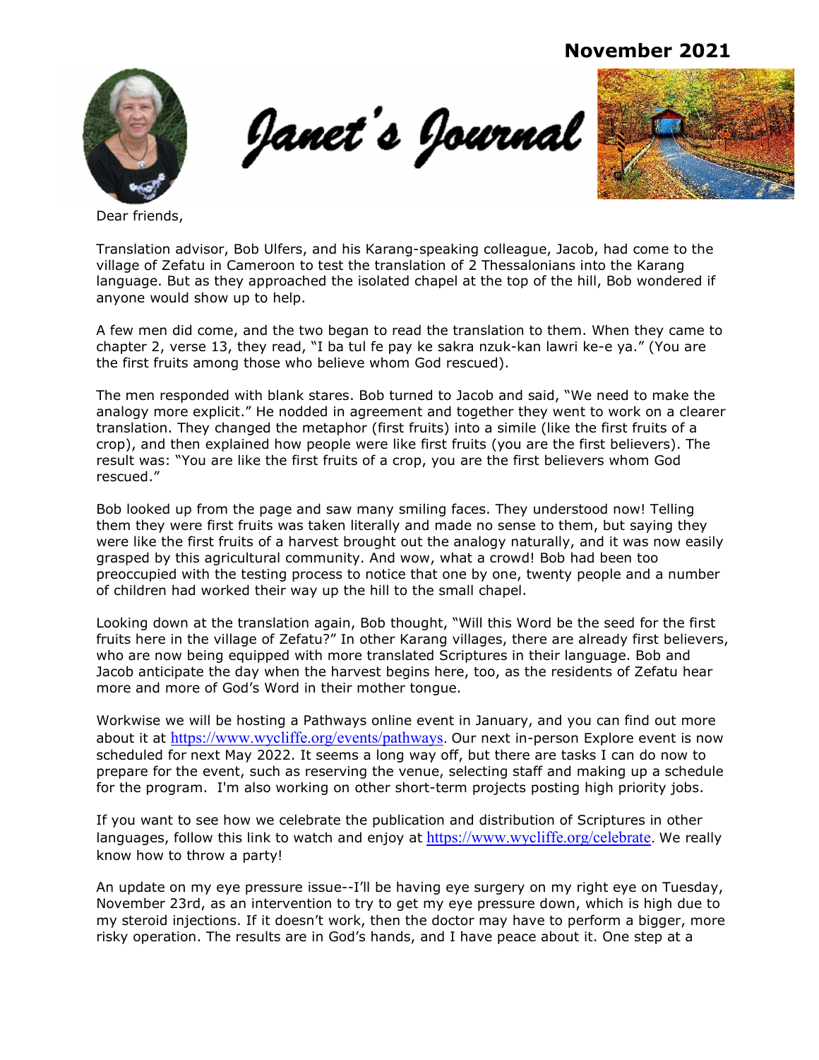November 2021

# Janet's Journal

Dear friends,

Translation advisor, Bob Ulfers, and his Karang-speaking colleague, Jacob, had come to the village of Zefatu in Cameroon to test the translation of 2 Thessalonians into the Karang language. But as they approached the isolated chapel at the top of the hill, Bob wondered if anyone would show up to help.

A few men did come, and the two began to read the translation to them. When they came to chapter 2, verse 13, they read, "I ba tul fe pay ke sakra nzuk-kan lawri ke-e ya." (You are the first fruits among those who believe whom God rescued).

The men responded with blank stares. Bob turned to Jacob and said, "We need to make the analogy more explicit." He nodded in agreement and together they went to work on a clearer translation. They changed the metaphor (first fruits) into a simile (like the first fruits of a crop), and then explained how people were like first fruits (you are the first believers). The result was: "You are like the first fruits of a crop, you are the first believers whom God rescued."

Bob looked up from the page and saw many smiling faces. They understood now! Telling them they were first fruits was taken literally and made no sense to them, but saying they were like the first fruits of a harvest brought out the analogy naturally, and it was now easily grasped by this agricultural community. And wow, what a crowd! Bob had been too preoccupied with the testing process to notice that one by one, twenty people and a number of children had worked their way up the hill to the small chapel.

Looking down at the translation again, Bob thought, "Will this Word be the seed for the first fruits here in the village of Zefatu?" In other Karang villages, there are already first believers, who are now being equipped with more translated Scriptures in their language. Bob and Jacob anticipate the day when the harvest begins here, too, as the residents of Zefatu hear more and more of God's Word in their mother tongue.

Workwise we will be hosting a Pathways online event in January, and you can find out more about it at https://www.wycliffe.org/events/pathways. Our next in-person Explore event is now scheduled for next May 2022. It seems a long way off, but there are tasks I can do now to prepare for the event, such as reserving the venue, selecting staff and making up a schedule for the program. I'm also working on other short-term projects posting high priority jobs.

If you want to see how we celebrate the publication and distribution of Scriptures in other languages, follow this link to watch and enjoy at https://www.wycliffe.org/celebrate. We really know how to throw a party!

An update on my eye pressure issue--I'll be having eye surgery on my right eye on Tuesday, November 23rd, as an intervention to try to get my eye pressure down, which is high due to my steroid injections. If it doesn't work, then the doctor may have to perform a bigger, more risky operation. The results are in God's hands, and I have peace about it. One step at a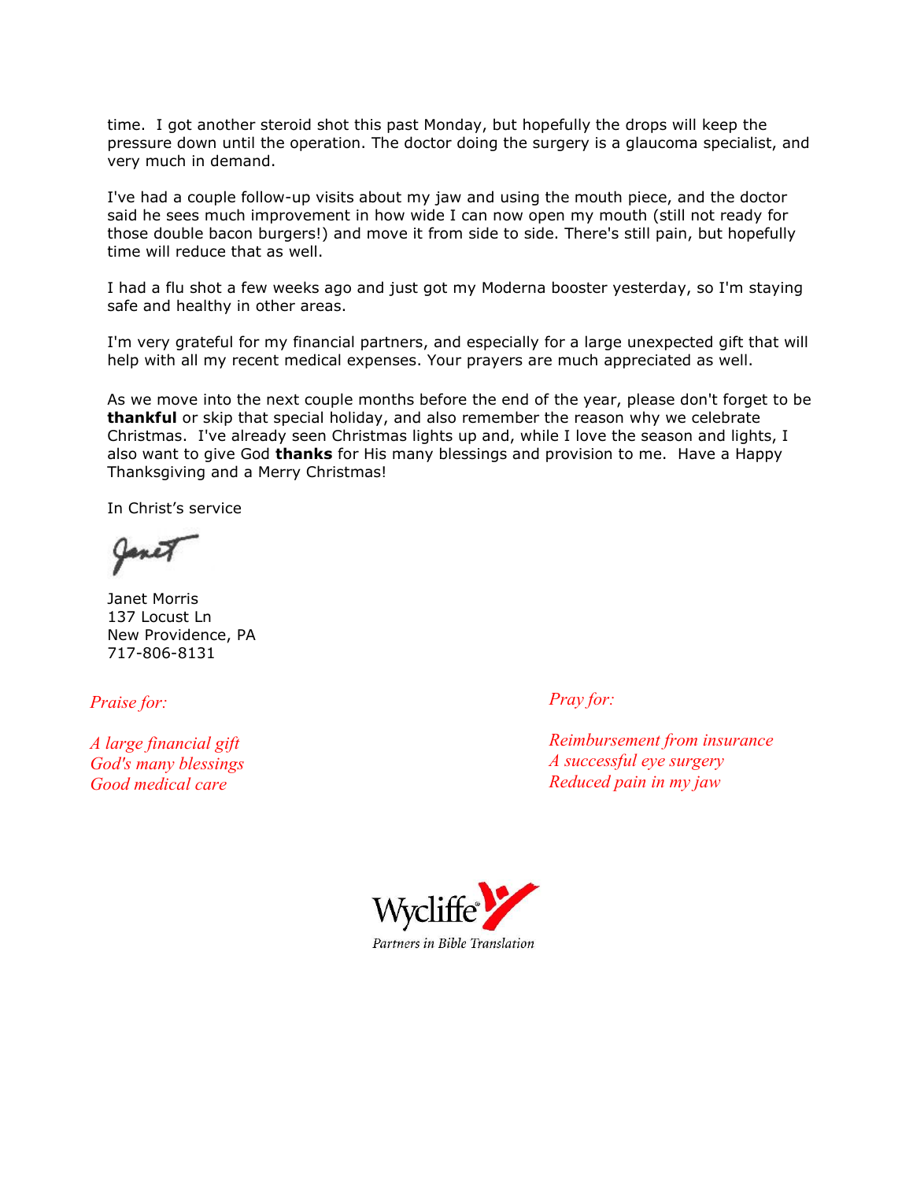time. I got another steroid shot this past Monday, but hopefully the drops will keep the pressure down until the operation. The doctor doing the surgery is a glaucoma specialist, and very much in demand.

I've had a couple follow-up visits about my jaw and using the mouth piece, and the doctor said he sees much improvement in how wide I can now open my mouth (still not ready for those double bacon burgers!) and move it from side to side. There's still pain, but hopefully time will reduce that as well.

I had a flu shot a few weeks ago and just got my Moderna booster yesterday, so I'm staying safe and healthy in other areas.

I'm very grateful for my financial partners, and especially for a large unexpected gift that will help with all my recent medical expenses. Your prayers are much appreciated as well.

As we move into the next couple months before the end of the year, please don't forget to be **thankful** or skip that special holiday, and also remember the reason why we celebrate Christmas. I've already seen Christmas lights up and, while I love the season and lights, I also want to give God **thanks** for His many blessings and provision to me. Have a Happy Thanksgiving and a Merry Christmas!

In Christ's service

Janet

Janet Morris
137 Locust Ln
New Providence, PA
717-806-8131

*Praise for:*

*A large financial gift*
*God's many blessings*
*Good medical care*

*Pray for:*

*Reimbursement from insurance*
*A successful eye surgery*
*Reduced pain in my jaw*

Wycliffe
*Partners in Bible Translation*